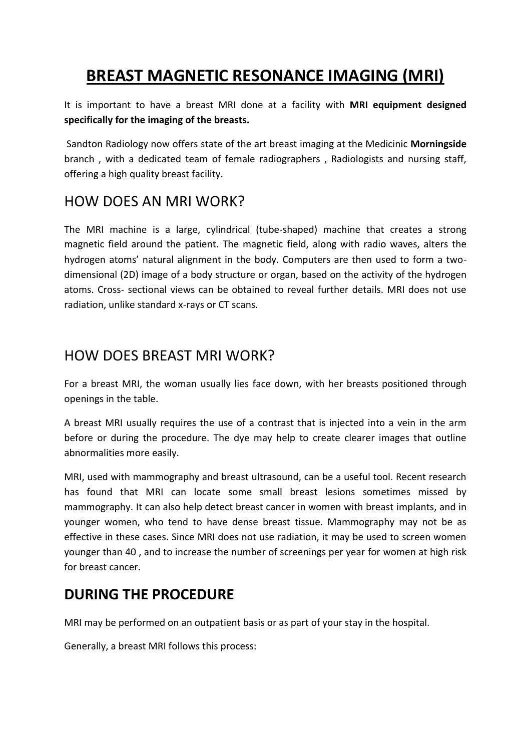# BREAST MAGNETIC RESONANCE IMAGING (MRI)

It is important to have a breast MRI done at a facility with **MRI equipment designed specifically for the imaging of the breasts.**

Sandton Radiology now offers state of the art breast imaging at the Medicinic **Morningside** branch , with a dedicated team of female radiographers , Radiologists and nursing staff, offering a high quality breast facility.

## HOW DOES AN MRI WORK?

The MRI machine is a large, cylindrical (tube-shaped) machine that creates a strong magnetic field around the patient. The magnetic field, along with radio waves, alters the hydrogen atoms' natural alignment in the body. Computers are then used to form a two-dimensional (2D) image of a body structure or organ, based on the activity of the hydrogen atoms. Cross- sectional views can be obtained to reveal further details. MRI does not use radiation, unlike standard x-rays or CT scans.

## HOW DOES BREAST MRI WORK?

For a breast MRI, the woman usually lies face down, with her breasts positioned through openings in the table.

A breast MRI usually requires the use of a contrast that is injected into a vein in the arm before or during the procedure. The dye may help to create clearer images that outline abnormalities more easily.

MRI, used with mammography and breast ultrasound, can be a useful tool. Recent research has found that MRI can locate some small breast lesions sometimes missed by mammography. It can also help detect breast cancer in women with breast implants, and in younger women, who tend to have dense breast tissue. Mammography may not be as effective in these cases. Since MRI does not use radiation, it may be used to screen women younger than 40 , and to increase the number of screenings per year for women at high risk for breast cancer.

## DURING THE PROCEDURE

MRI may be performed on an outpatient basis or as part of your stay in the hospital.

Generally, a breast MRI follows this process: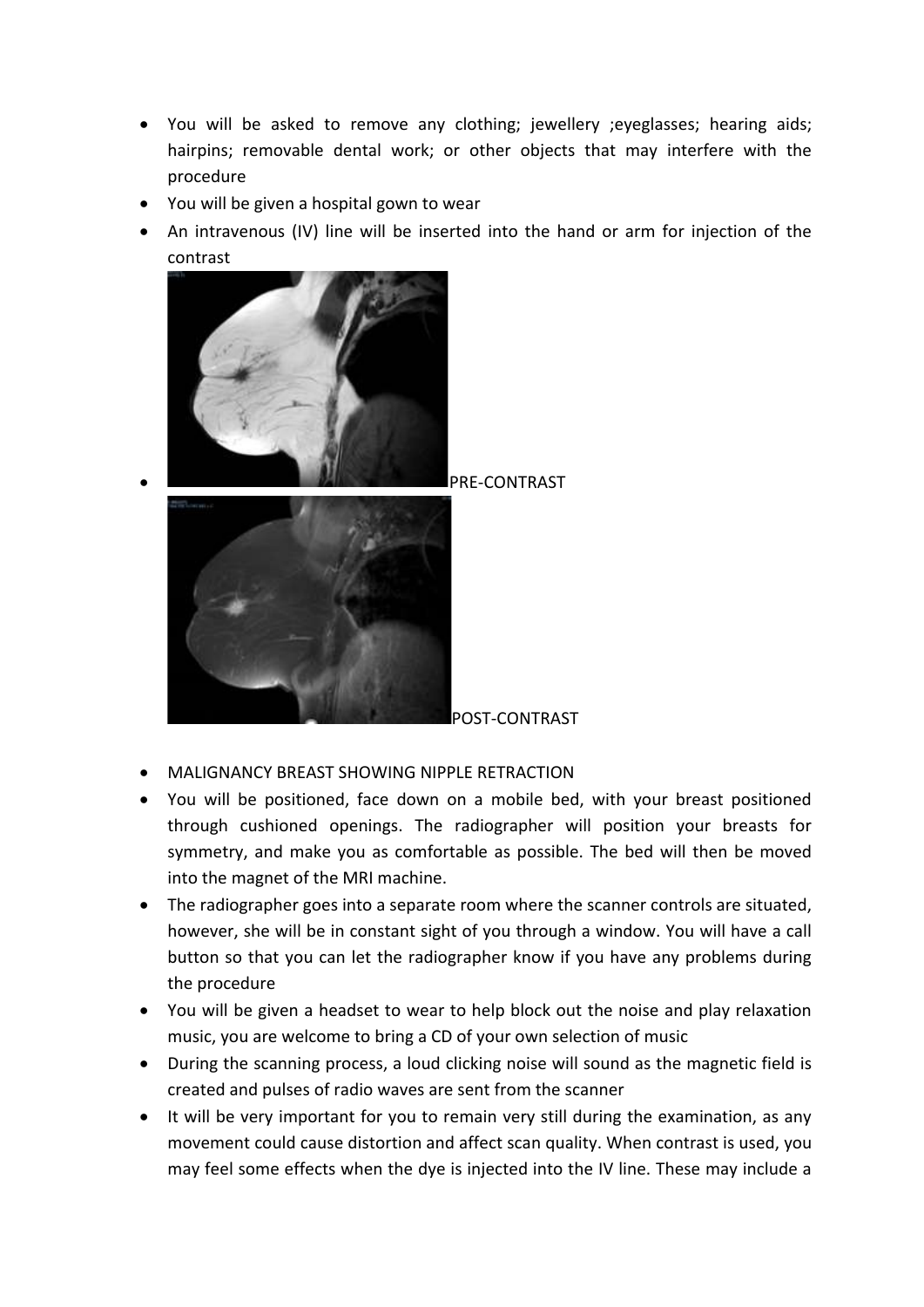- You will be asked to remove any clothing; jewellery ;eyeglasses; hearing aids; hairpins; removable dental work; or other objects that may interfere with the procedure
- You will be given a hospital gown to wear
- An intravenous (IV) line will be inserted into the hand or arm for injection of the contrast
- PRE-CONTRAST

  POST-CONTRAST
- MALIGNANCY BREAST SHOWING NIPPLE RETRACTION
- You will be positioned, face down on a mobile bed, with your breast positioned through cushioned openings. The radiographer will position your breasts for symmetry, and make you as comfortable as possible. The bed will then be moved into the magnet of the MRI machine.
- The radiographer goes into a separate room where the scanner controls are situated, however, she will be in constant sight of you through a window. You will have a call button so that you can let the radiographer know if you have any problems during the procedure
- You will be given a headset to wear to help block out the noise and play relaxation music, you are welcome to bring a CD of your own selection of music
- During the scanning process, a loud clicking noise will sound as the magnetic field is created and pulses of radio waves are sent from the scanner
- It will be very important for you to remain very still during the examination, as any movement could cause distortion and affect scan quality. When contrast is used, you may feel some effects when the dye is injected into the IV line. These may include a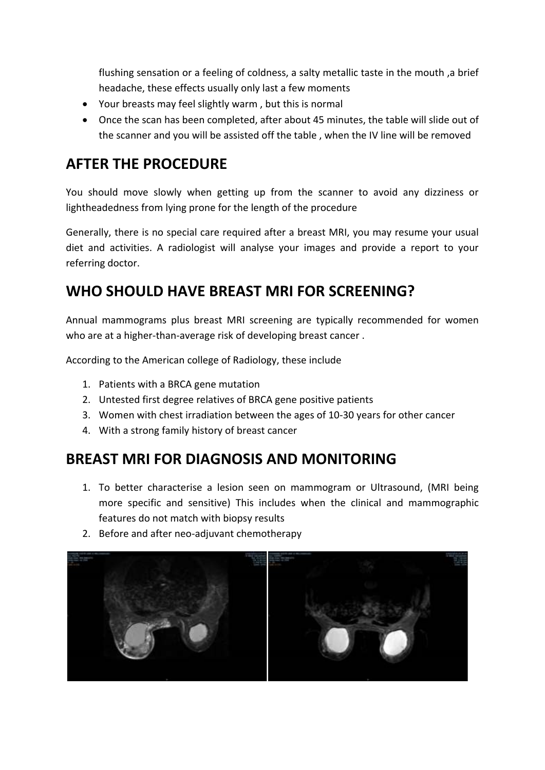flushing sensation or a feeling of coldness, a salty metallic taste in the mouth ,a brief headache, these effects usually only last a few moments

- Your breasts may feel slightly warm , but this is normal
- Once the scan has been completed, after about 45 minutes, the table will slide out of the scanner and you will be assisted off the table , when the IV line will be removed

## AFTER THE PROCEDURE

You should move slowly when getting up from the scanner to avoid any dizziness or lightheadedness from lying prone for the length of the procedure

Generally, there is no special care required after a breast MRI, you may resume your usual diet and activities. A radiologist will analyse your images and provide a report to your referring doctor.

## WHO SHOULD HAVE BREAST MRI FOR SCREENING?

Annual mammograms plus breast MRI screening are typically recommended for women who are at a higher-than-average risk of developing breast cancer .

According to the American college of Radiology, these include

1. Patients with a BRCA gene mutation
2. Untested first degree relatives of BRCA gene positive patients
3. Women with chest irradiation between the ages of 10-30 years for other cancer
4. With a strong family history of breast cancer

## BREAST MRI FOR DIAGNOSIS AND MONITORING

1. To better characterise a lesion seen on mammogram or Ultrasound, (MRI being more specific and sensitive) This includes when the clinical and mammographic features do not match with biopsy results
2. Before and after neo-adjuvant chemotherapy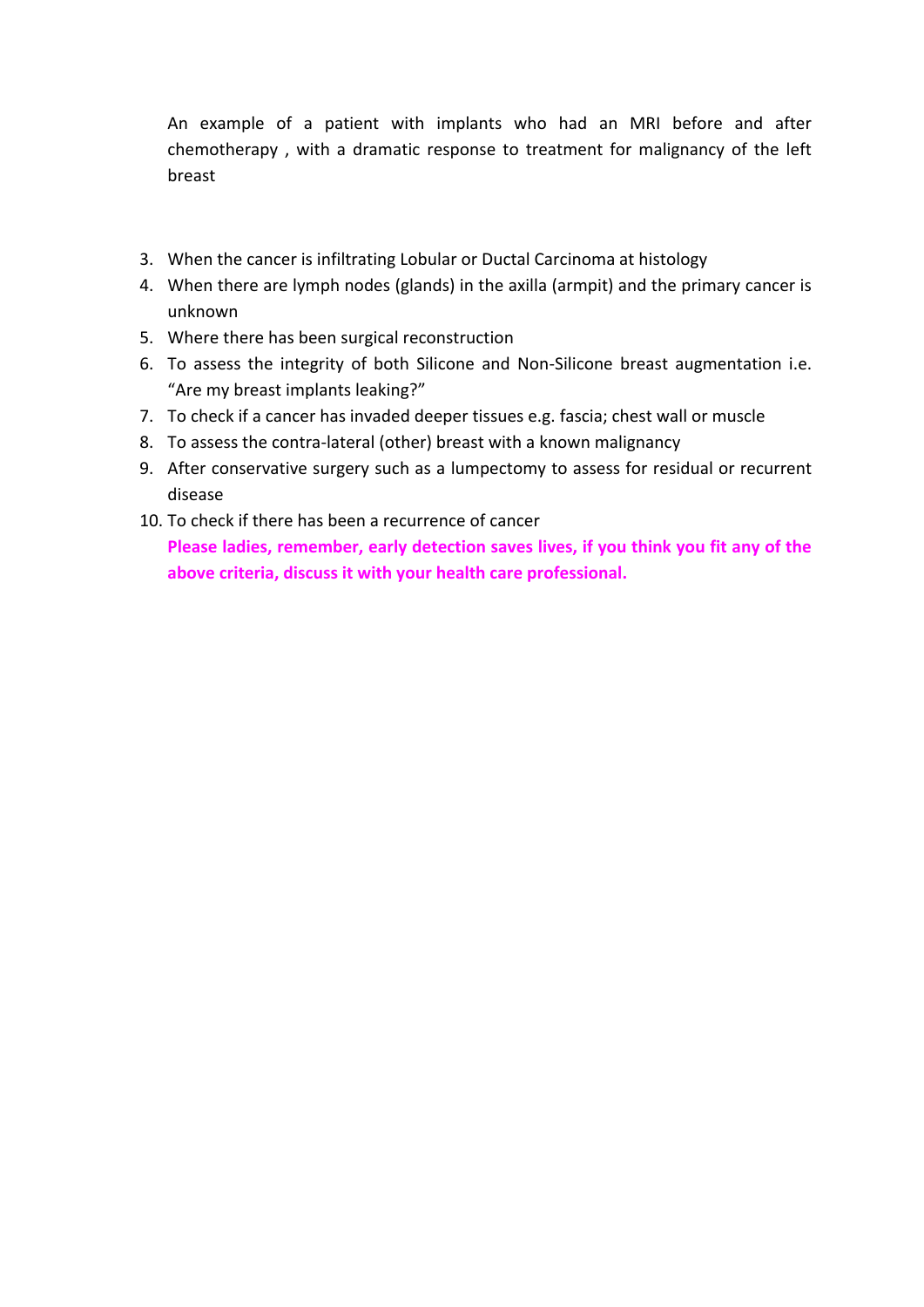An example of a patient with implants who had an MRI before and after chemotherapy , with a dramatic response to treatment for malignancy of the left breast

3. When the cancer is infiltrating Lobular or Ductal Carcinoma at histology
4. When there are lymph nodes (glands) in the axilla (armpit) and the primary cancer is unknown
5. Where there has been surgical reconstruction
6. To assess the integrity of both Silicone and Non-Silicone breast augmentation i.e. "Are my breast implants leaking?"
7. To check if a cancer has invaded deeper tissues e.g. fascia; chest wall or muscle
8. To assess the contra-lateral (other) breast with a known malignancy
9. After conservative surgery such as a lumpectomy to assess for residual or recurrent disease
10. To check if there has been a recurrence of cancer

**Please ladies, remember, early detection saves lives, if you think you fit any of the above criteria, discuss it with your health care professional.**